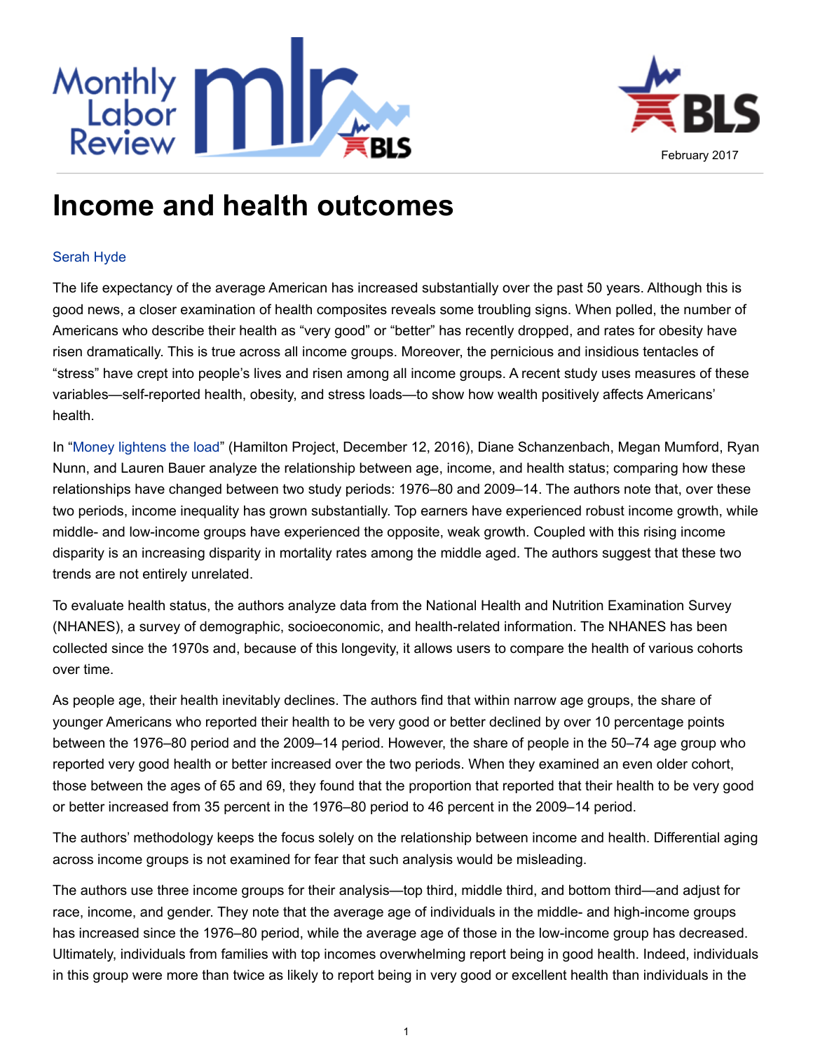February 2017

# Income and health outcomes

Serah Hyde

The life expectancy of the average American has increased substantially over the past 50 years. Although this is good news, a closer examination of health composites reveals some troubling signs. When polled, the number of Americans who describe their health as "very good" or "better" has recently dropped, and rates for obesity have risen dramatically. This is true across all income groups. Moreover, the pernicious and insidious tentacles of "stress" have crept into people's lives and risen among all income groups. A recent study uses measures of these variables—self-reported health, obesity, and stress loads—to show how wealth positively affects Americans' health.

In "Money lightens the load" (Hamilton Project, December 12, 2016), Diane Schanzenbach, Megan Mumford, Ryan Nunn, and Lauren Bauer analyze the relationship between age, income, and health status; comparing how these relationships have changed between two study periods: 1976–80 and 2009–14. The authors note that, over these two periods, income inequality has grown substantially. Top earners have experienced robust income growth, while middle- and low-income groups have experienced the opposite, weak growth. Coupled with this rising income disparity is an increasing disparity in mortality rates among the middle aged. The authors suggest that these two trends are not entirely unrelated.

To evaluate health status, the authors analyze data from the National Health and Nutrition Examination Survey (NHANES), a survey of demographic, socioeconomic, and health-related information. The NHANES has been collected since the 1970s and, because of this longevity, it allows users to compare the health of various cohorts over time.

As people age, their health inevitably declines. The authors find that within narrow age groups, the share of younger Americans who reported their health to be very good or better declined by over 10 percentage points between the 1976–80 period and the 2009–14 period. However, the share of people in the 50–74 age group who reported very good health or better increased over the two periods. When they examined an even older cohort, those between the ages of 65 and 69, they found that the proportion that reported that their health to be very good or better increased from 35 percent in the 1976–80 period to 46 percent in the 2009–14 period.

The authors' methodology keeps the focus solely on the relationship between income and health. Differential aging across income groups is not examined for fear that such analysis would be misleading.

The authors use three income groups for their analysis—top third, middle third, and bottom third—and adjust for race, income, and gender. They note that the average age of individuals in the middle- and high-income groups has increased since the 1976–80 period, while the average age of those in the low-income group has decreased. Ultimately, individuals from families with top incomes overwhelming report being in good health. Indeed, individuals in this group were more than twice as likely to report being in very good or excellent health than individuals in the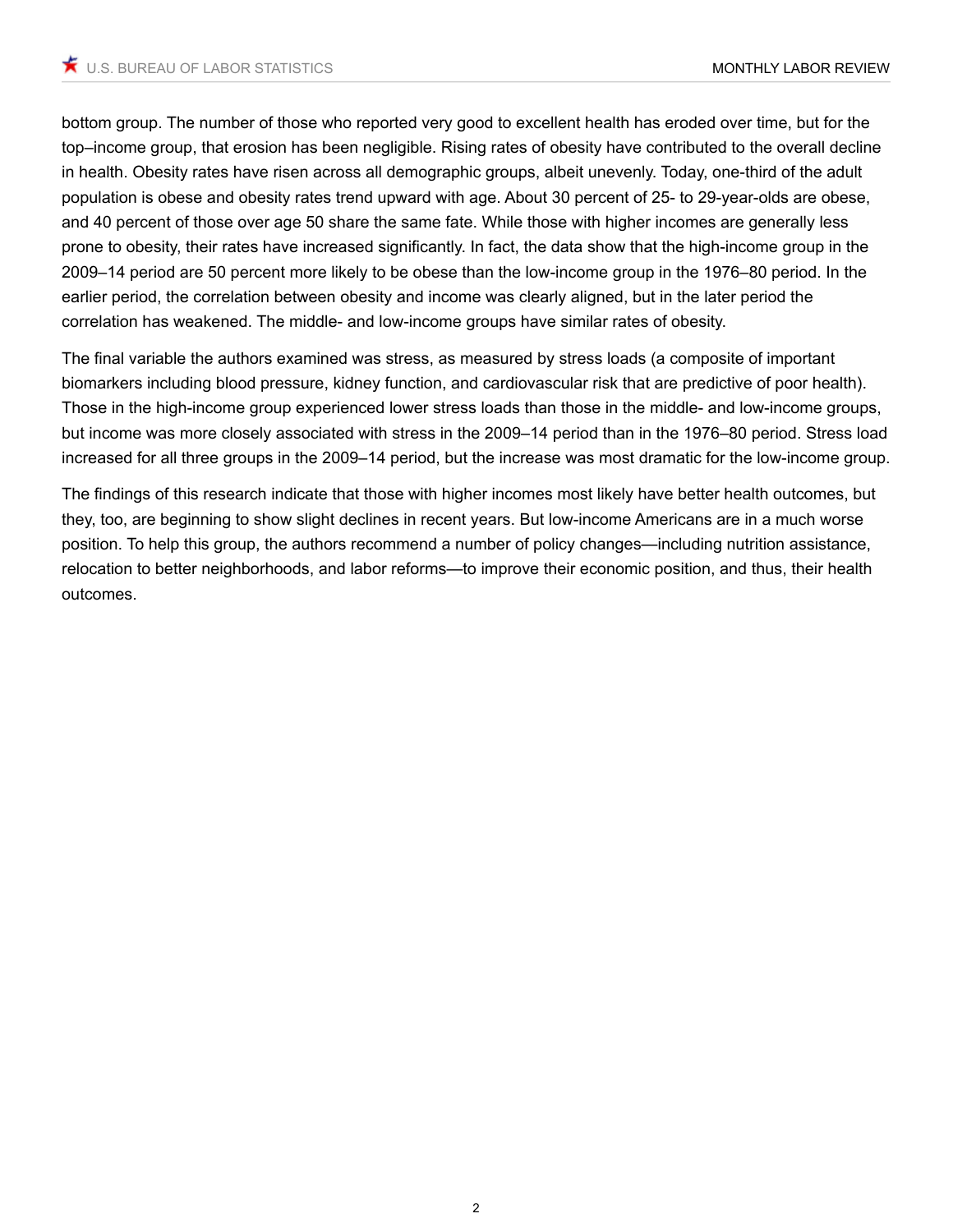bottom group. The number of those who reported very good to excellent health has eroded over time, but for the top–income group, that erosion has been negligible. Rising rates of obesity have contributed to the overall decline in health. Obesity rates have risen across all demographic groups, albeit unevenly. Today, one-third of the adult population is obese and obesity rates trend upward with age. About 30 percent of 25- to 29-year-olds are obese, and 40 percent of those over age 50 share the same fate. While those with higher incomes are generally less prone to obesity, their rates have increased significantly. In fact, the data show that the high-income group in the 2009–14 period are 50 percent more likely to be obese than the low-income group in the 1976–80 period. In the earlier period, the correlation between obesity and income was clearly aligned, but in the later period the correlation has weakened. The middle- and low-income groups have similar rates of obesity.

The final variable the authors examined was stress, as measured by stress loads (a composite of important biomarkers including blood pressure, kidney function, and cardiovascular risk that are predictive of poor health). Those in the high-income group experienced lower stress loads than those in the middle- and low-income groups, but income was more closely associated with stress in the 2009–14 period than in the 1976–80 period. Stress load increased for all three groups in the 2009–14 period, but the increase was most dramatic for the low-income group.

The findings of this research indicate that those with higher incomes most likely have better health outcomes, but they, too, are beginning to show slight declines in recent years. But low-income Americans are in a much worse position. To help this group, the authors recommend a number of policy changes—including nutrition assistance, relocation to better neighborhoods, and labor reforms—to improve their economic position, and thus, their health outcomes.